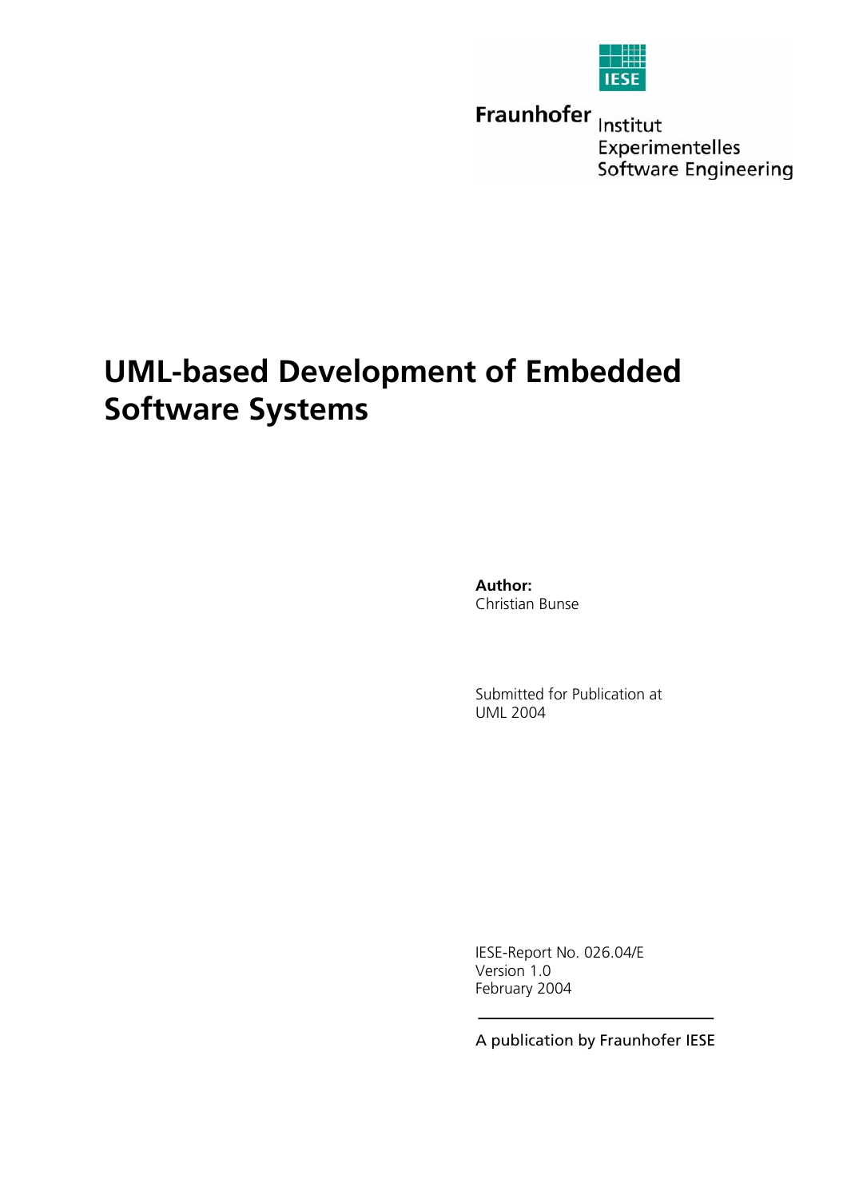IESE

Fraunhofer Institut Experimentelles Software Engineering

# UML-based Development of Embedded Software Systems

**Author:**
Christian Bunse

Submitted for Publication at
UML 2004

IESE-Report No. 026.04/E
Version 1.0
February 2004

A publication by Fraunhofer IESE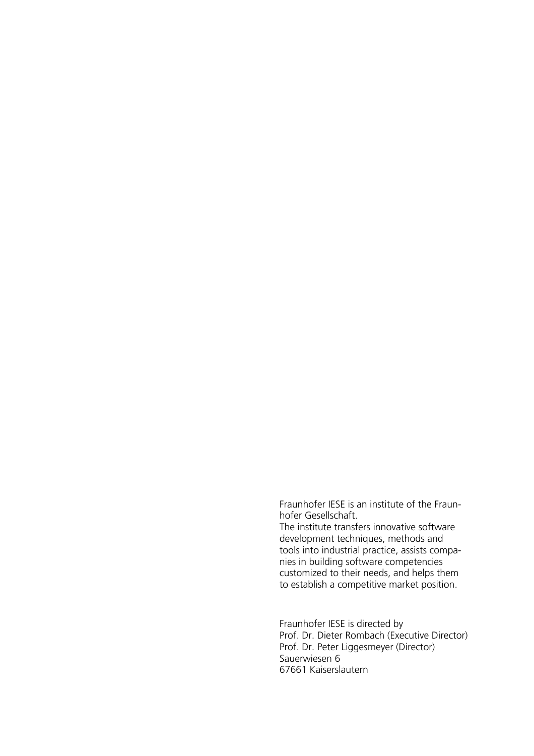Fraunhofer IESE is an institute of the Fraunhofer Gesellschaft.
The institute transfers innovative software development techniques, methods and tools into industrial practice, assists companies in building software competencies customized to their needs, and helps them to establish a competitive market position.

Fraunhofer IESE is directed by
Prof. Dr. Dieter Rombach (Executive Director)
Prof. Dr. Peter Liggesmeyer (Director)
Sauerwiesen 6
67661 Kaiserslautern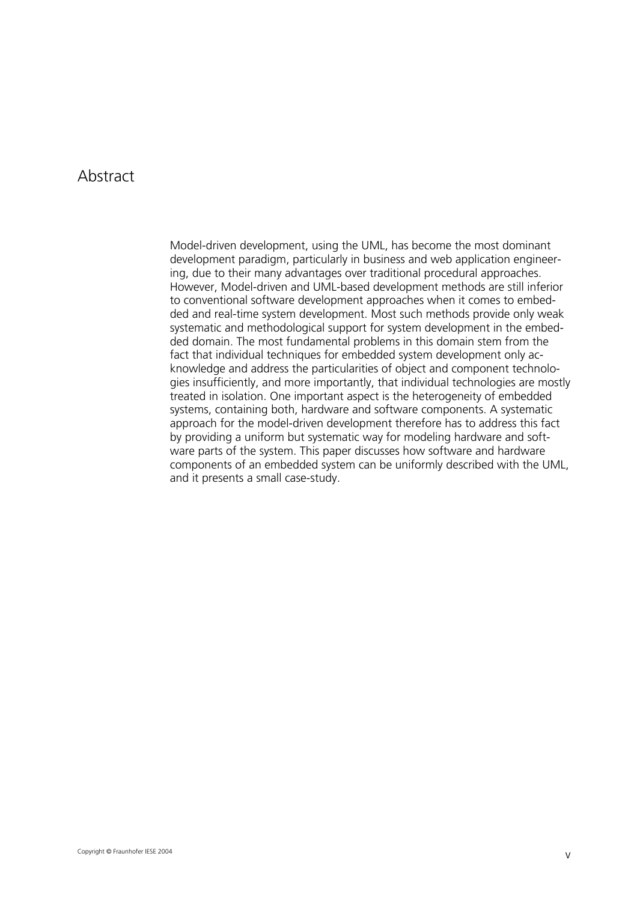# Abstract

Model-driven development, using the UML, has become the most dominant development paradigm, particularly in business and web application engineering, due to their many advantages over traditional procedural approaches. However, Model-driven and UML-based development methods are still inferior to conventional software development approaches when it comes to embedded and real-time system development. Most such methods provide only weak systematic and methodological support for system development in the embedded domain. The most fundamental problems in this domain stem from the fact that individual techniques for embedded system development only acknowledge and address the particularities of object and component technologies insufficiently, and more importantly, that individual technologies are mostly treated in isolation. One important aspect is the heterogeneity of embedded systems, containing both, hardware and software components. A systematic approach for the model-driven development therefore has to address this fact by providing a uniform but systematic way for modeling hardware and software parts of the system. This paper discusses how software and hardware components of an embedded system can be uniformly described with the UML, and it presents a small case-study.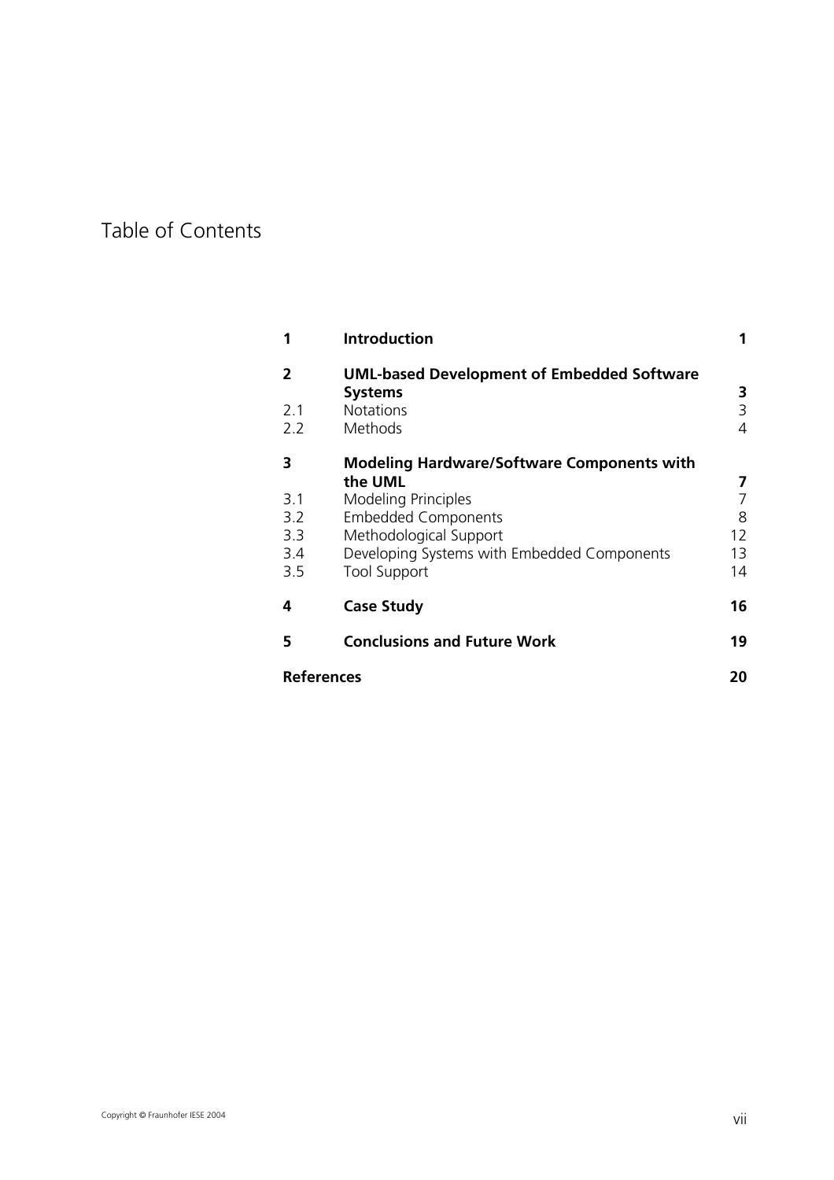# Table of Contents

| | | |
|---|---|---|
| **1** | **Introduction** | **1** |
| **2** | **UML-based Development of Embedded Software Systems** | **3** |
| 2.1 | Notations | 3 |
| 2.2 | Methods | 4 |
| **3** | **Modeling Hardware/Software Components with the UML** | **7** |
| 3.1 | Modeling Principles | 7 |
| 3.2 | Embedded Components | 8 |
| 3.3 | Methodological Support | 12 |
| 3.4 | Developing Systems with Embedded Components | 13 |
| 3.5 | Tool Support | 14 |
| **4** | **Case Study** | **16** |
| **5** | **Conclusions and Future Work** | **19** |
| **References** | | **20** |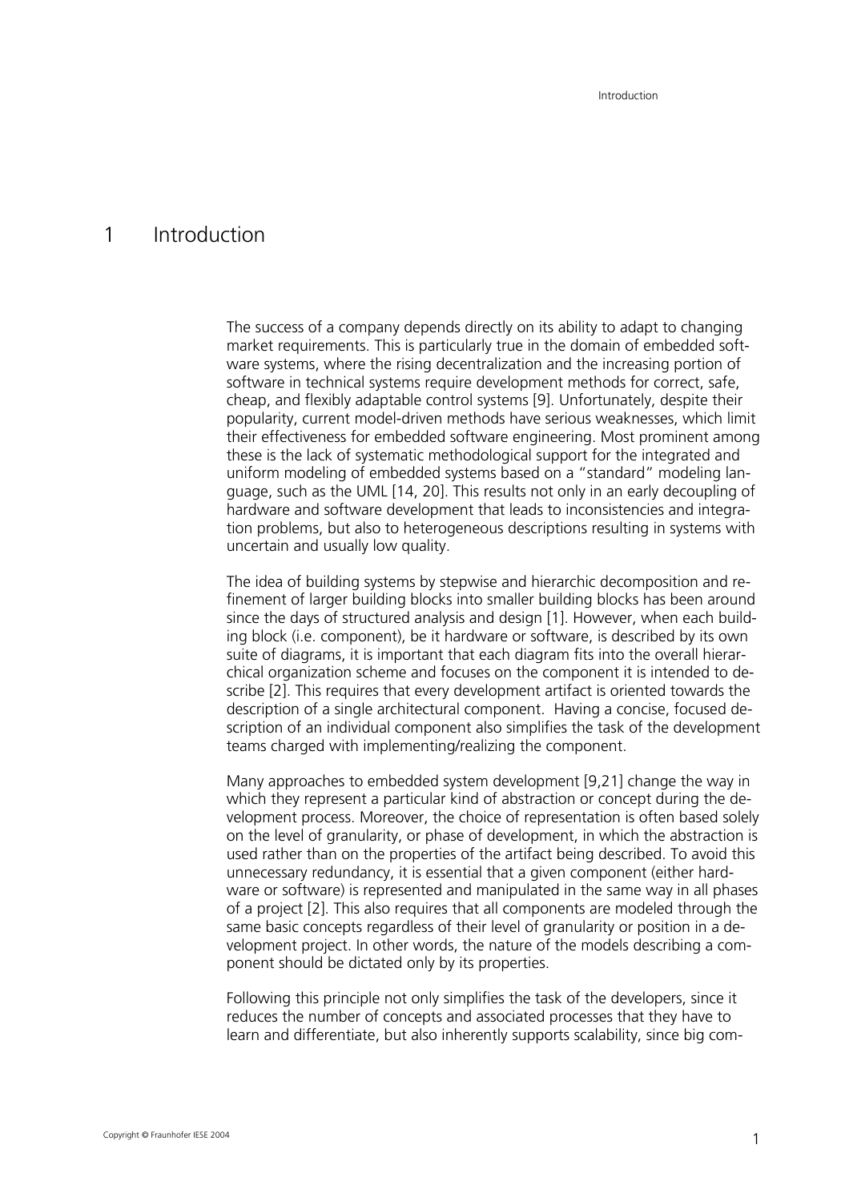# 1 Introduction

The success of a company depends directly on its ability to adapt to changing market requirements. This is particularly true in the domain of embedded software systems, where the rising decentralization and the increasing portion of software in technical systems require development methods for correct, safe, cheap, and flexibly adaptable control systems [9]. Unfortunately, despite their popularity, current model-driven methods have serious weaknesses, which limit their effectiveness for embedded software engineering. Most prominent among these is the lack of systematic methodological support for the integrated and uniform modeling of embedded systems based on a "standard" modeling language, such as the UML [14, 20]. This results not only in an early decoupling of hardware and software development that leads to inconsistencies and integration problems, but also to heterogeneous descriptions resulting in systems with uncertain and usually low quality.

The idea of building systems by stepwise and hierarchic decomposition and refinement of larger building blocks into smaller building blocks has been around since the days of structured analysis and design [1]. However, when each building block (i.e. component), be it hardware or software, is described by its own suite of diagrams, it is important that each diagram fits into the overall hierarchical organization scheme and focuses on the component it is intended to describe [2]. This requires that every development artifact is oriented towards the description of a single architectural component. Having a concise, focused description of an individual component also simplifies the task of the development teams charged with implementing/realizing the component.

Many approaches to embedded system development [9,21] change the way in which they represent a particular kind of abstraction or concept during the development process. Moreover, the choice of representation is often based solely on the level of granularity, or phase of development, in which the abstraction is used rather than on the properties of the artifact being described. To avoid this unnecessary redundancy, it is essential that a given component (either hardware or software) is represented and manipulated in the same way in all phases of a project [2]. This also requires that all components are modeled through the same basic concepts regardless of their level of granularity or position in a development project. In other words, the nature of the models describing a component should be dictated only by its properties.

Following this principle not only simplifies the task of the developers, since it reduces the number of concepts and associated processes that they have to learn and differentiate, but also inherently supports scalability, since big com-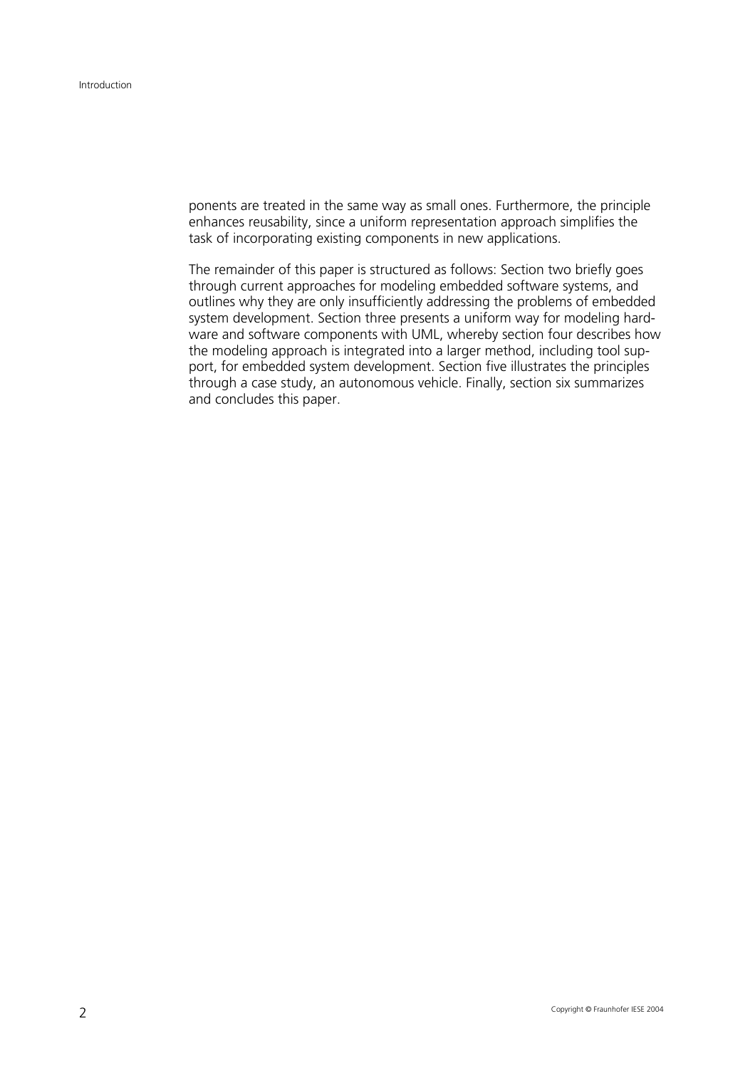ponents are treated in the same way as small ones. Furthermore, the principle enhances reusability, since a uniform representation approach simplifies the task of incorporating existing components in new applications.

The remainder of this paper is structured as follows: Section two briefly goes through current approaches for modeling embedded software systems, and outlines why they are only insufficiently addressing the problems of embedded system development. Section three presents a uniform way for modeling hardware and software components with UML, whereby section four describes how the modeling approach is integrated into a larger method, including tool support, for embedded system development. Section five illustrates the principles through a case study, an autonomous vehicle. Finally, section six summarizes and concludes this paper.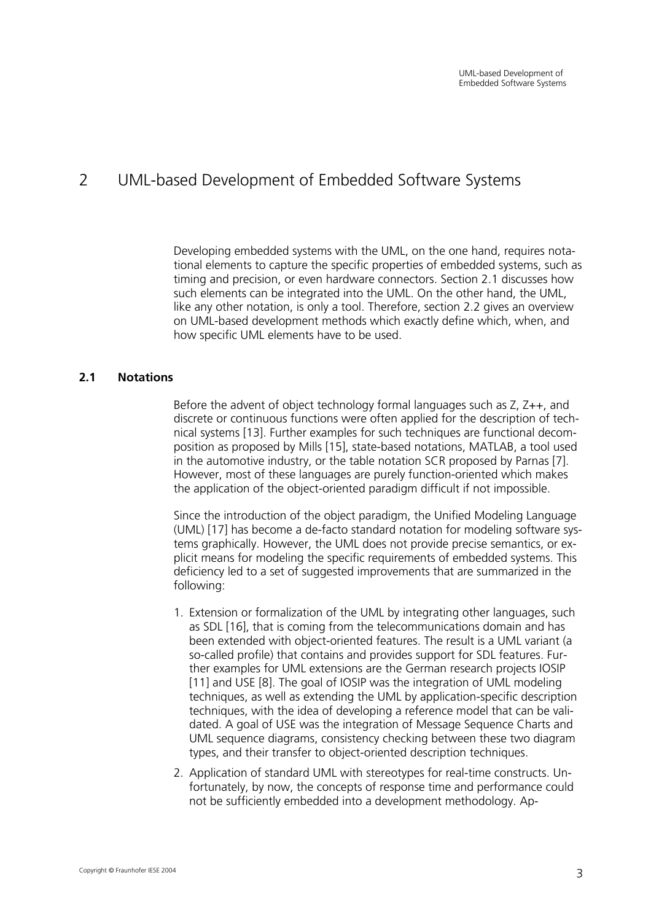# 2 UML-based Development of Embedded Software Systems

Developing embedded systems with the UML, on the one hand, requires notational elements to capture the specific properties of embedded systems, such as timing and precision, or even hardware connectors. Section 2.1 discusses how such elements can be integrated into the UML. On the other hand, the UML, like any other notation, is only a tool. Therefore, section 2.2 gives an overview on UML-based development methods which exactly define which, when, and how specific UML elements have to be used.

## 2.1 Notations

Before the advent of object technology formal languages such as Z, Z++, and discrete or continuous functions were often applied for the description of technical systems [13]. Further examples for such techniques are functional decomposition as proposed by Mills [15], state-based notations, MATLAB, a tool used in the automotive industry, or the table notation SCR proposed by Parnas [7]. However, most of these languages are purely function-oriented which makes the application of the object-oriented paradigm difficult if not impossible.

Since the introduction of the object paradigm, the Unified Modeling Language (UML) [17] has become a de-facto standard notation for modeling software systems graphically. However, the UML does not provide precise semantics, or explicit means for modeling the specific requirements of embedded systems. This deficiency led to a set of suggested improvements that are summarized in the following:

1. Extension or formalization of the UML by integrating other languages, such as SDL [16], that is coming from the telecommunications domain and has been extended with object-oriented features. The result is a UML variant (a so-called profile) that contains and provides support for SDL features. Further examples for UML extensions are the German research projects IOSIP [11] and USE [8]. The goal of IOSIP was the integration of UML modeling techniques, as well as extending the UML by application-specific description techniques, with the idea of developing a reference model that can be validated. A goal of USE was the integration of Message Sequence Charts and UML sequence diagrams, consistency checking between these two diagram types, and their transfer to object-oriented description techniques.
2. Application of standard UML with stereotypes for real-time constructs. Unfortunately, by now, the concepts of response time and performance could not be sufficiently embedded into a development methodology. Ap-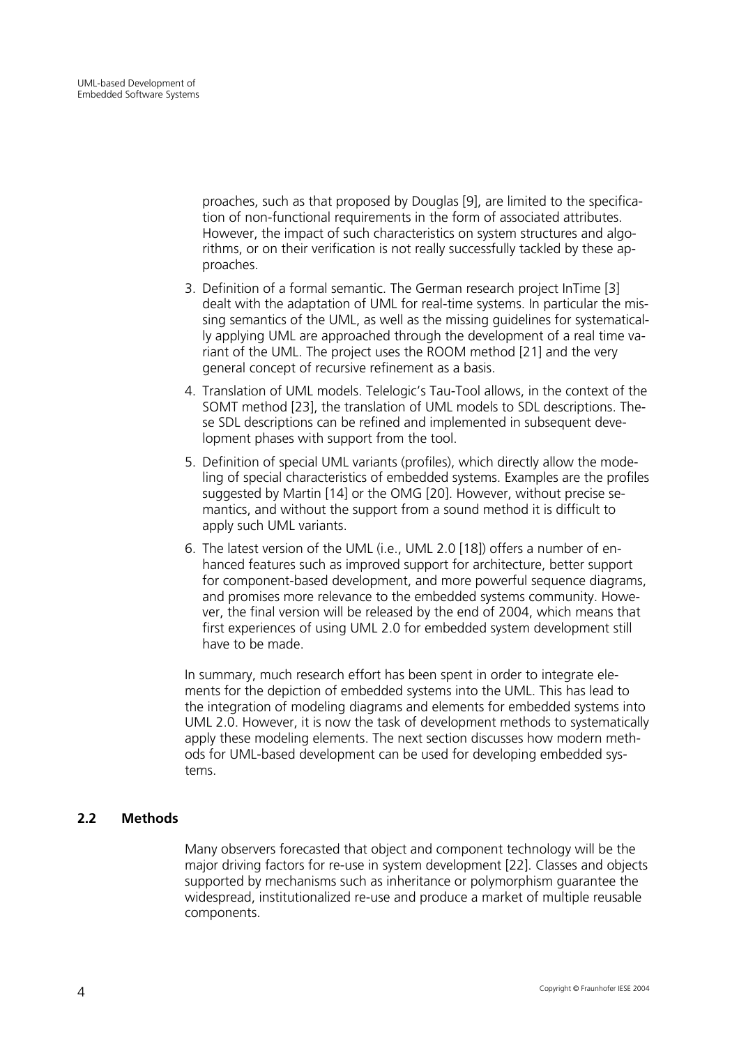proaches, such as that proposed by Douglas [9], are limited to the specification of non-functional requirements in the form of associated attributes. However, the impact of such characteristics on system structures and algorithms, or on their verification is not really successfully tackled by these approaches.

3. Definition of a formal semantic. The German research project InTime [3] dealt with the adaptation of UML for real-time systems. In particular the missing semantics of the UML, as well as the missing guidelines for systematically applying UML are approached through the development of a real time variant of the UML. The project uses the ROOM method [21] and the very general concept of recursive refinement as a basis.
4. Translation of UML models. Telelogic's Tau-Tool allows, in the context of the SOMT method [23], the translation of UML models to SDL descriptions. These SDL descriptions can be refined and implemented in subsequent development phases with support from the tool.
5. Definition of special UML variants (profiles), which directly allow the modeling of special characteristics of embedded systems. Examples are the profiles suggested by Martin [14] or the OMG [20]. However, without precise semantics, and without the support from a sound method it is difficult to apply such UML variants.
6. The latest version of the UML (i.e., UML 2.0 [18]) offers a number of enhanced features such as improved support for architecture, better support for component-based development, and more powerful sequence diagrams, and promises more relevance to the embedded systems community. However, the final version will be released by the end of 2004, which means that first experiences of using UML 2.0 for embedded system development still have to be made.

In summary, much research effort has been spent in order to integrate elements for the depiction of embedded systems into the UML. This has lead to the integration of modeling diagrams and elements for embedded systems into UML 2.0. However, it is now the task of development methods to systematically apply these modeling elements. The next section discusses how modern methods for UML-based development can be used for developing embedded systems.

## 2.2 Methods

Many observers forecasted that object and component technology will be the major driving factors for re-use in system development [22]. Classes and objects supported by mechanisms such as inheritance or polymorphism guarantee the widespread, institutionalized re-use and produce a market of multiple reusable components.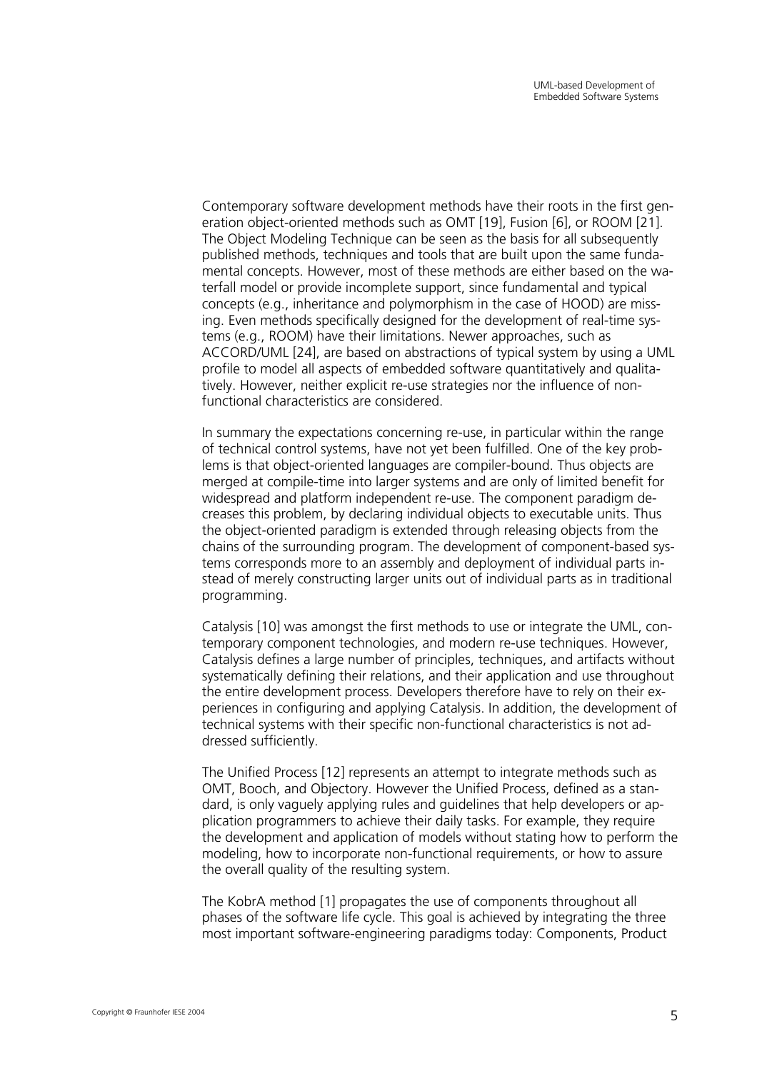Contemporary software development methods have their roots in the first generation object-oriented methods such as OMT [19], Fusion [6], or ROOM [21]. The Object Modeling Technique can be seen as the basis for all subsequently published methods, techniques and tools that are built upon the same fundamental concepts. However, most of these methods are either based on the waterfall model or provide incomplete support, since fundamental and typical concepts (e.g., inheritance and polymorphism in the case of HOOD) are missing. Even methods specifically designed for the development of real-time systems (e.g., ROOM) have their limitations. Newer approaches, such as ACCORD/UML [24], are based on abstractions of typical system by using a UML profile to model all aspects of embedded software quantitatively and qualitatively. However, neither explicit re-use strategies nor the influence of non-functional characteristics are considered.

In summary the expectations concerning re-use, in particular within the range of technical control systems, have not yet been fulfilled. One of the key problems is that object-oriented languages are compiler-bound. Thus objects are merged at compile-time into larger systems and are only of limited benefit for widespread and platform independent re-use. The component paradigm decreases this problem, by declaring individual objects to executable units. Thus the object-oriented paradigm is extended through releasing objects from the chains of the surrounding program. The development of component-based systems corresponds more to an assembly and deployment of individual parts instead of merely constructing larger units out of individual parts as in traditional programming.

Catalysis [10] was amongst the first methods to use or integrate the UML, contemporary component technologies, and modern re-use techniques. However, Catalysis defines a large number of principles, techniques, and artifacts without systematically defining their relations, and their application and use throughout the entire development process. Developers therefore have to rely on their experiences in configuring and applying Catalysis. In addition, the development of technical systems with their specific non-functional characteristics is not addressed sufficiently.

The Unified Process [12] represents an attempt to integrate methods such as OMT, Booch, and Objectory. However the Unified Process, defined as a standard, is only vaguely applying rules and guidelines that help developers or application programmers to achieve their daily tasks. For example, they require the development and application of models without stating how to perform the modeling, how to incorporate non-functional requirements, or how to assure the overall quality of the resulting system.

The KobrA method [1] propagates the use of components throughout all phases of the software life cycle. This goal is achieved by integrating the three most important software-engineering paradigms today: Components, Product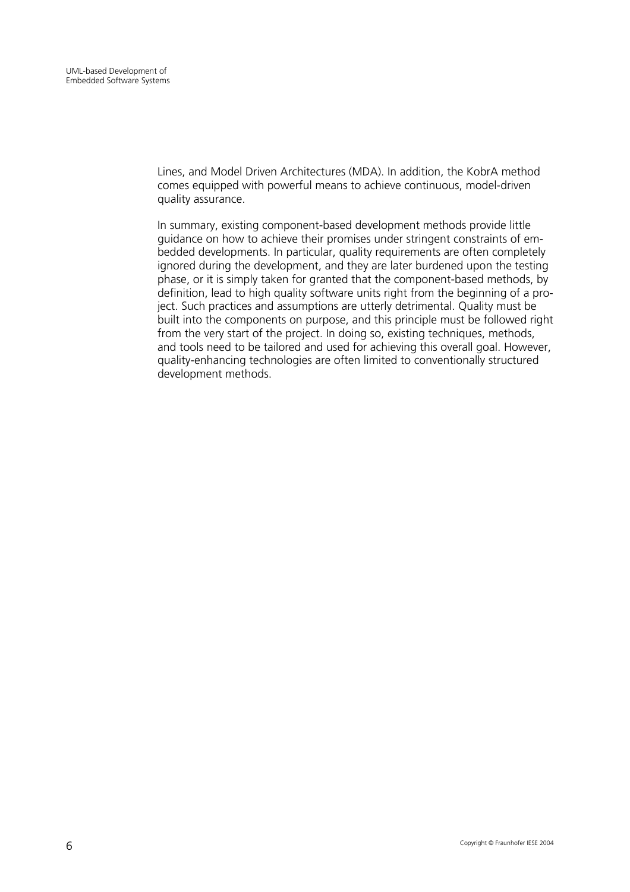Lines, and Model Driven Architectures (MDA). In addition, the KobrA method comes equipped with powerful means to achieve continuous, model-driven quality assurance.

In summary, existing component-based development methods provide little guidance on how to achieve their promises under stringent constraints of embedded developments. In particular, quality requirements are often completely ignored during the development, and they are later burdened upon the testing phase, or it is simply taken for granted that the component-based methods, by definition, lead to high quality software units right from the beginning of a project. Such practices and assumptions are utterly detrimental. Quality must be built into the components on purpose, and this principle must be followed right from the very start of the project. In doing so, existing techniques, methods, and tools need to be tailored and used for achieving this overall goal. However, quality-enhancing technologies are often limited to conventionally structured development methods.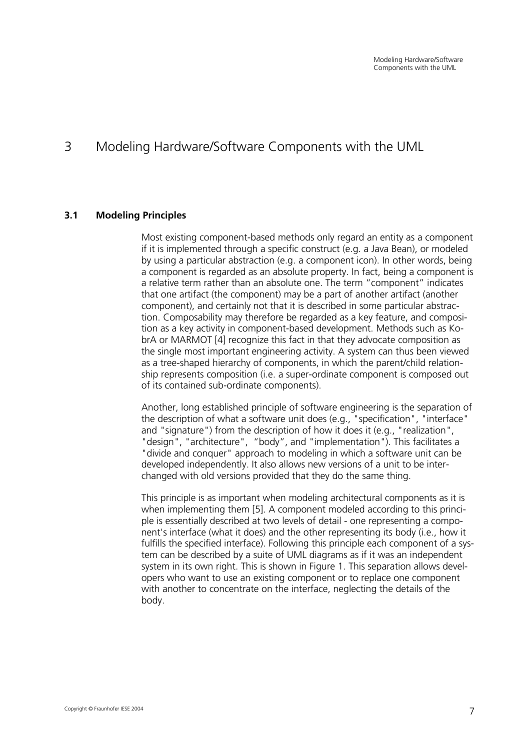# 3 Modeling Hardware/Software Components with the UML

## 3.1 Modeling Principles

Most existing component-based methods only regard an entity as a component if it is implemented through a specific construct (e.g. a Java Bean), or modeled by using a particular abstraction (e.g. a component icon). In other words, being a component is regarded as an absolute property. In fact, being a component is a relative term rather than an absolute one. The term "component" indicates that one artifact (the component) may be a part of another artifact (another component), and certainly not that it is described in some particular abstraction. Composability may therefore be regarded as a key feature, and composition as a key activity in component-based development. Methods such as KobrA or MARMOT [4] recognize this fact in that they advocate composition as the single most important engineering activity. A system can thus been viewed as a tree-shaped hierarchy of components, in which the parent/child relationship represents composition (i.e. a super-ordinate component is composed out of its contained sub-ordinate components).

Another, long established principle of software engineering is the separation of the description of what a software unit does (e.g., "specification", "interface" and "signature") from the description of how it does it (e.g., "realization", "design", "architecture", "body", and "implementation"). This facilitates a "divide and conquer" approach to modeling in which a software unit can be developed independently. It also allows new versions of a unit to be interchanged with old versions provided that they do the same thing.

This principle is as important when modeling architectural components as it is when implementing them [5]. A component modeled according to this principle is essentially described at two levels of detail - one representing a component's interface (what it does) and the other representing its body (i.e., how it fulfills the specified interface). Following this principle each component of a system can be described by a suite of UML diagrams as if it was an independent system in its own right. This is shown in Figure 1. This separation allows developers who want to use an existing component or to replace one component with another to concentrate on the interface, neglecting the details of the body.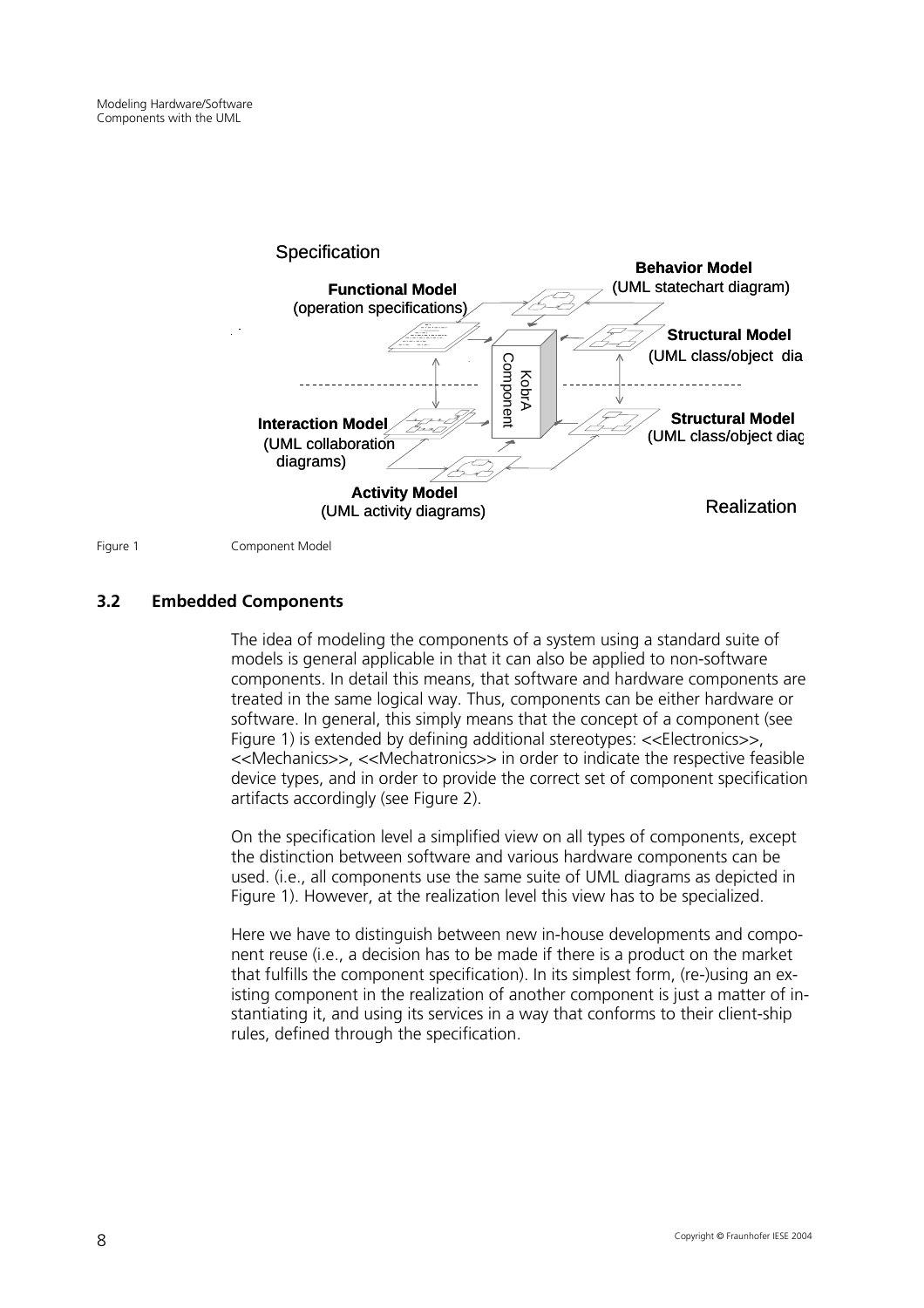Specification

**Functional Model**
(operation specifications)

**Behavior Model**
(UML statechart diagram)

**Structural Model**
(UML class/object dia

KobrA Component

**Interaction Model**
(UML collaboration diagrams)

**Structural Model**
(UML class/object diag

**Activity Model**
(UML activity diagrams)

Realization

Figure 1 Component Model

## 3.2 Embedded Components

The idea of modeling the components of a system using a standard suite of models is general applicable in that it can also be applied to non-software components. In detail this means, that software and hardware components are treated in the same logical way. Thus, components can be either hardware or software. In general, this simply means that the concept of a component (see Figure 1) is extended by defining additional stereotypes: <<Electronics>>, <<Mechanics>>, <<Mechatronics>> in order to indicate the respective feasible device types, and in order to provide the correct set of component specification artifacts accordingly (see Figure 2).

On the specification level a simplified view on all types of components, except the distinction between software and various hardware components can be used. (i.e., all components use the same suite of UML diagrams as depicted in Figure 1). However, at the realization level this view has to be specialized.

Here we have to distinguish between new in-house developments and component reuse (i.e., a decision has to be made if there is a product on the market that fulfills the component specification). In its simplest form, (re-)using an existing component in the realization of another component is just a matter of instantiating it, and using its services in a way that conforms to their client-ship rules, defined through the specification.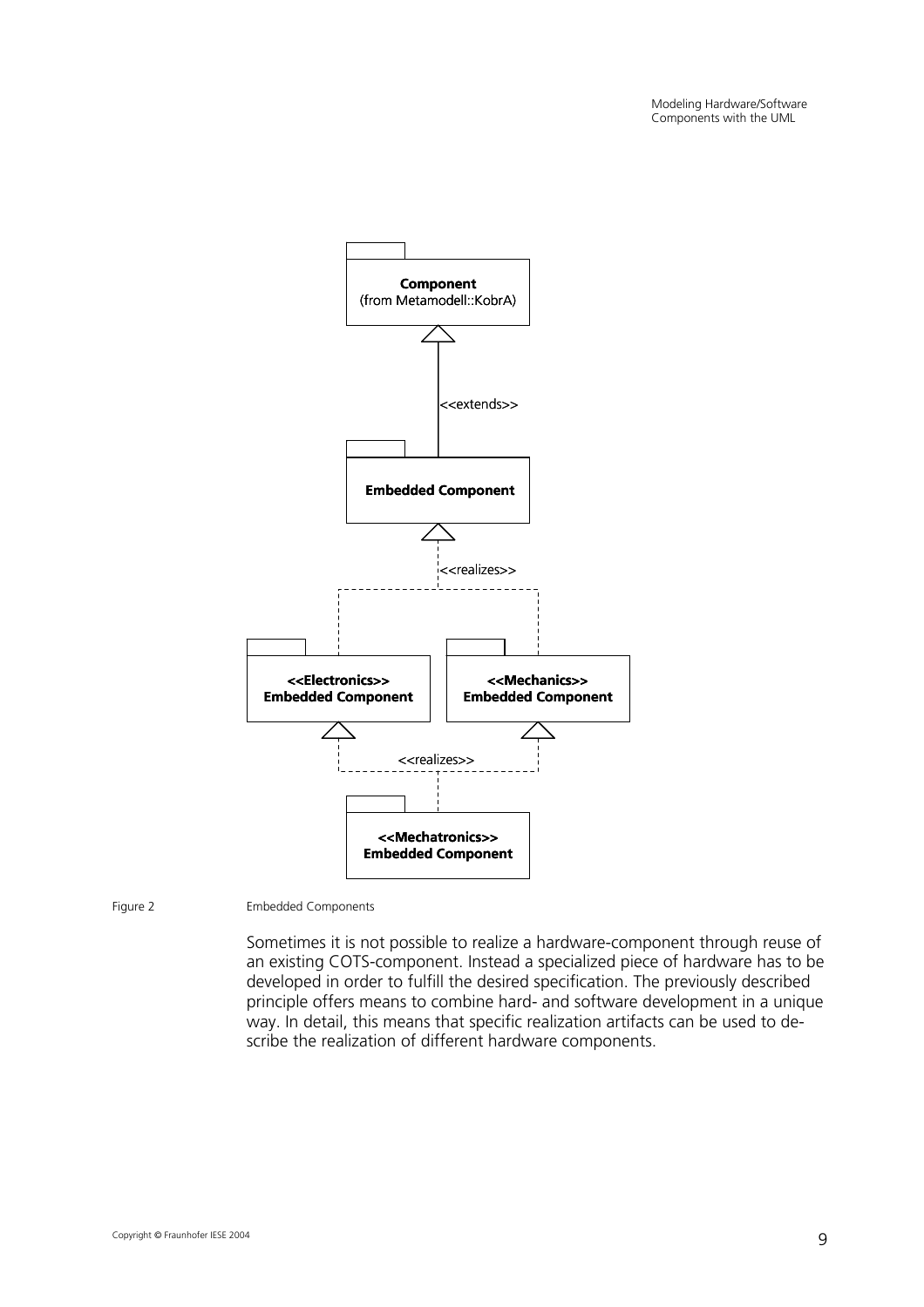Figure 2 Embedded Components

Sometimes it is not possible to realize a hardware-component through reuse of an existing COTS-component. Instead a specialized piece of hardware has to be developed in order to fulfill the desired specification. The previously described principle offers means to combine hard- and software development in a unique way. In detail, this means that specific realization artifacts can be used to describe the realization of different hardware components.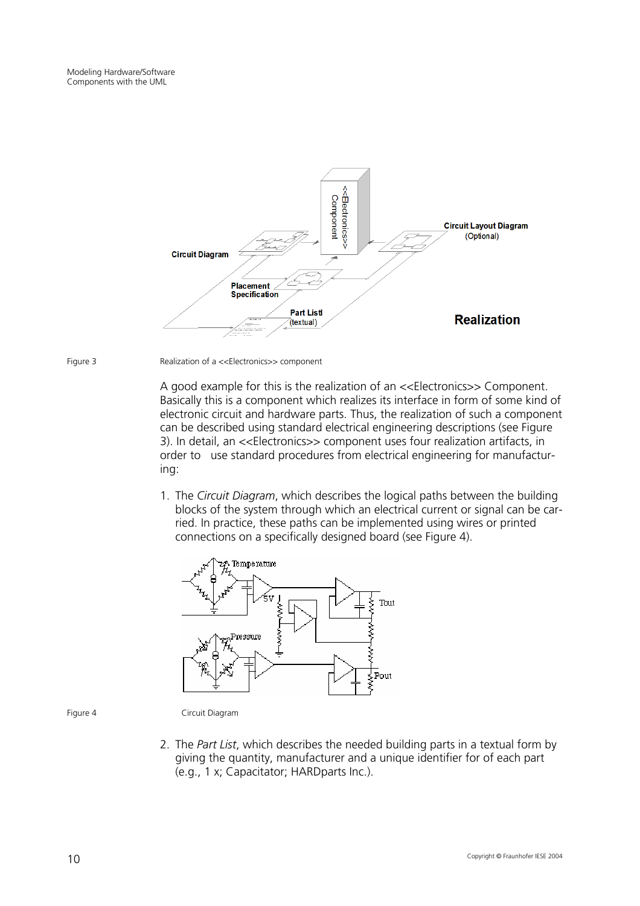Figure 3 Realization of a <<Electronics>> component

A good example for this is the realization of an <<Electronics>> Component. Basically this is a component which realizes its interface in form of some kind of electronic circuit and hardware parts. Thus, the realization of such a component can be described using standard electrical engineering descriptions (see Figure 3). In detail, an <<Electronics>> component uses four realization artifacts, in order to use standard procedures from electrical engineering for manufacturing:

1. The *Circuit Diagram*, which describes the logical paths between the building blocks of the system through which an electrical current or signal can be carried. In practice, these paths can be implemented using wires or printed connections on a specifically designed board (see Figure 4).

Figure 4 Circuit Diagram

2. The *Part List*, which describes the needed building parts in a textual form by giving the quantity, manufacturer and a unique identifier for of each part (e.g., 1 x; Capacitator; HARDparts Inc.).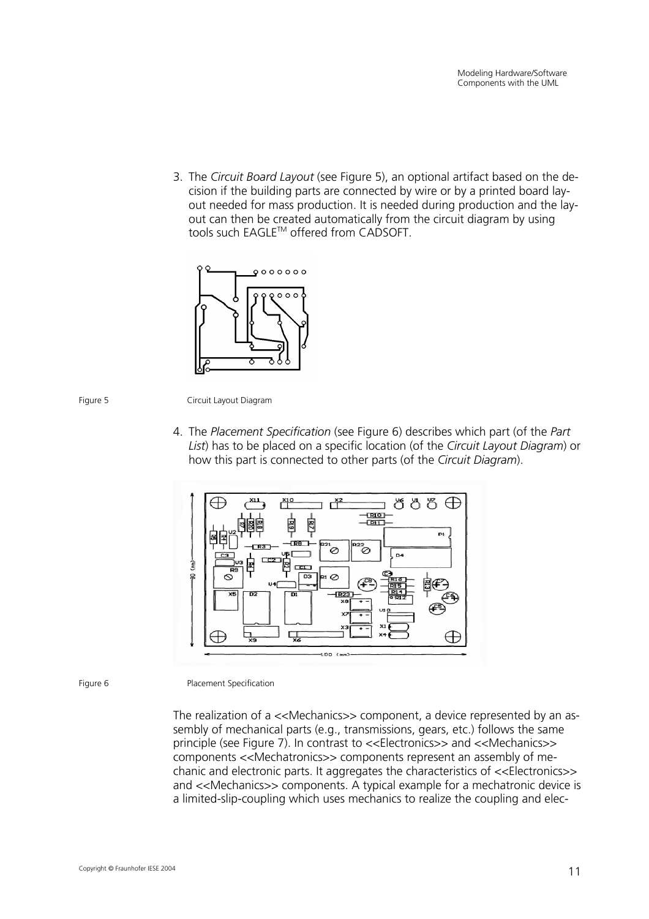3. The *Circuit Board Layout* (see Figure 5), an optional artifact based on the decision if the building parts are connected by wire or by a printed board layout needed for mass production. It is needed during production and the layout can then be created automatically from the circuit diagram by using tools such EAGLE™ offered from CADSOFT.

Figure 5 Circuit Layout Diagram

4. The *Placement Specification* (see Figure 6) describes which part (of the *Part List*) has to be placed on a specific location (of the *Circuit Layout Diagram*) or how this part is connected to other parts (of the *Circuit Diagram*).

Figure 6 Placement Specification

The realization of a <<Mechanics>> component, a device represented by an assembly of mechanical parts (e.g., transmissions, gears, etc.) follows the same principle (see Figure 7). In contrast to <<Electronics>> and <<Mechanics>> components <<Mechatronics>> components represent an assembly of mechanic and electronic parts. It aggregates the characteristics of <<Electronics>> and <<Mechanics>> components. A typical example for a mechatronic device is a limited-slip-coupling which uses mechanics to realize the coupling and elec-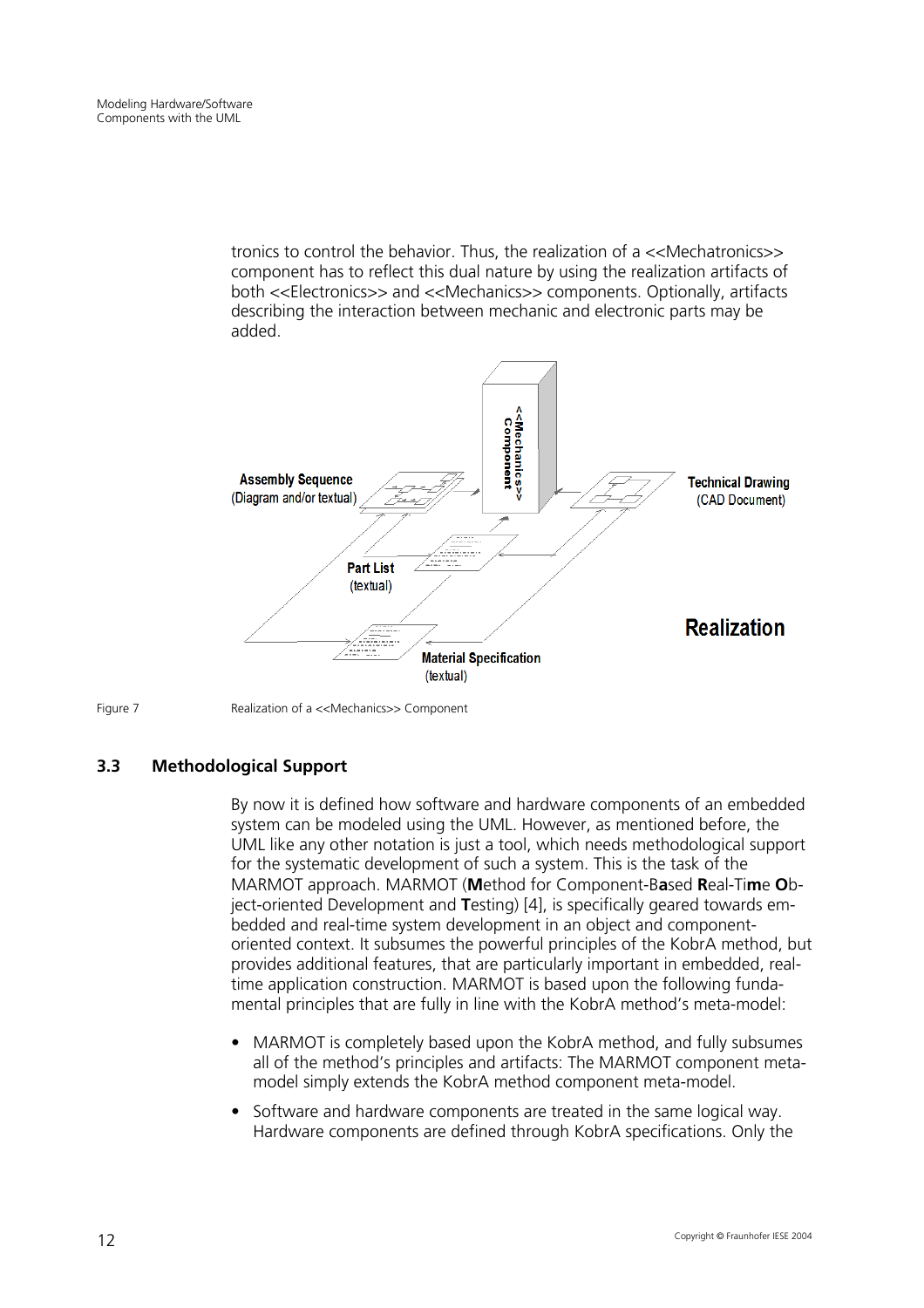tronics to control the behavior. Thus, the realization of a <<Mechatronics>> component has to reflect this dual nature by using the realization artifacts of both <<Electronics>> and <<Mechanics>> components. Optionally, artifacts describing the interaction between mechanic and electronic parts may be added.

Figure 7 Realization of a <<Mechanics>> Component

## 3.3 Methodological Support

By now it is defined how software and hardware components of an embedded system can be modeled using the UML. However, as mentioned before, the UML like any other notation is just a tool, which needs methodological support for the systematic development of such a system. This is the task of the MARMOT approach. MARMOT (**M**ethod for Component-B**a**sed **R**eal-Ti**m**e **O**bject-oriented Development and **T**esting) [4], is specifically geared towards embedded and real-time system development in an object and component-oriented context. It subsumes the powerful principles of the KobrA method, but provides additional features, that are particularly important in embedded, real-time application construction. MARMOT is based upon the following fundamental principles that are fully in line with the KobrA method's meta-model:

- MARMOT is completely based upon the KobrA method, and fully subsumes all of the method's principles and artifacts: The MARMOT component meta-model simply extends the KobrA method component meta-model.
- Software and hardware components are treated in the same logical way. Hardware components are defined through KobrA specifications. Only the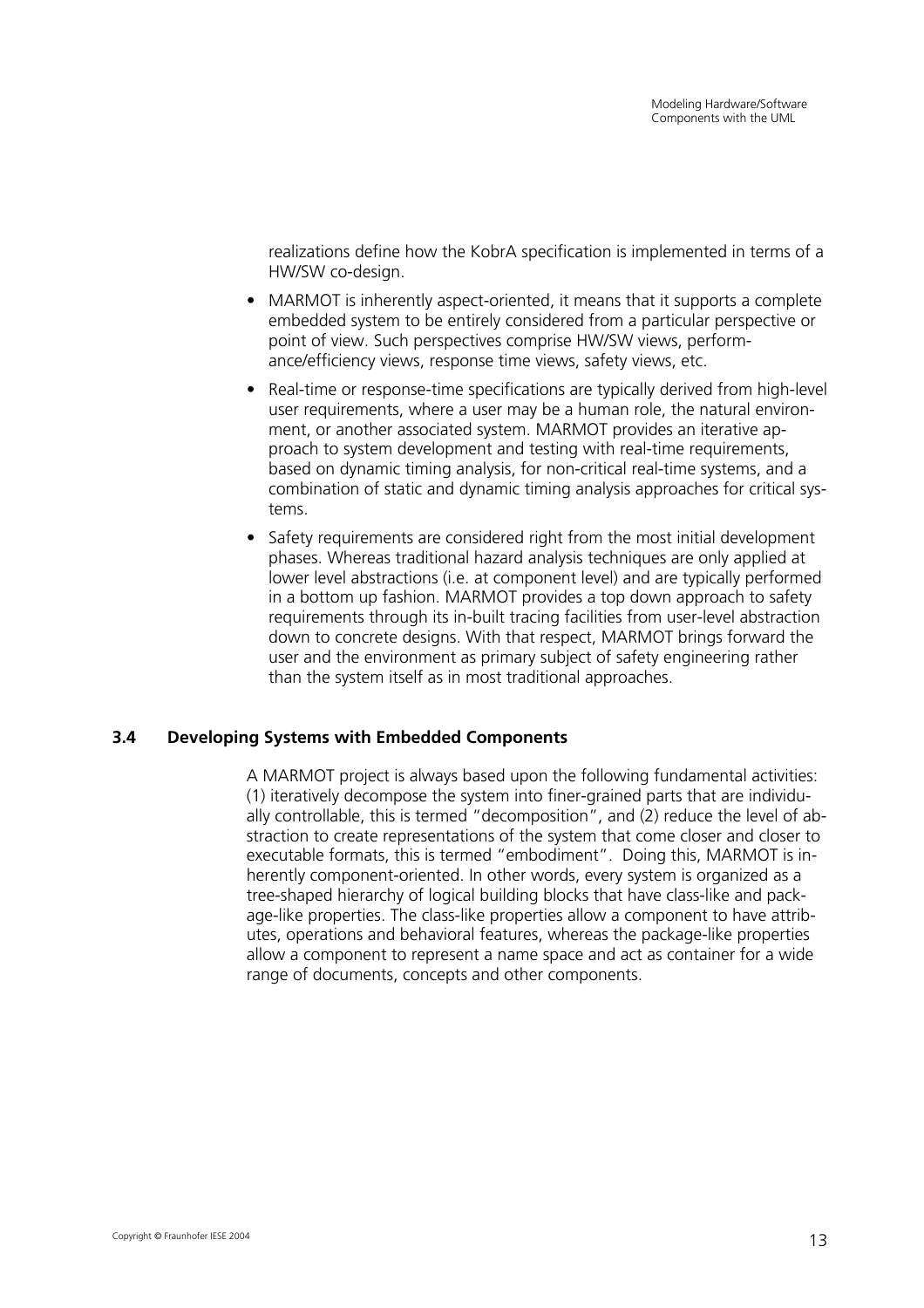realizations define how the KobrA specification is implemented in terms of a HW/SW co-design.

- MARMOT is inherently aspect-oriented, it means that it supports a complete embedded system to be entirely considered from a particular perspective or point of view. Such perspectives comprise HW/SW views, performance/efficiency views, response time views, safety views, etc.
- Real-time or response-time specifications are typically derived from high-level user requirements, where a user may be a human role, the natural environment, or another associated system. MARMOT provides an iterative approach to system development and testing with real-time requirements, based on dynamic timing analysis, for non-critical real-time systems, and a combination of static and dynamic timing analysis approaches for critical systems.
- Safety requirements are considered right from the most initial development phases. Whereas traditional hazard analysis techniques are only applied at lower level abstractions (i.e. at component level) and are typically performed in a bottom up fashion. MARMOT provides a top down approach to safety requirements through its in-built tracing facilities from user-level abstraction down to concrete designs. With that respect, MARMOT brings forward the user and the environment as primary subject of safety engineering rather than the system itself as in most traditional approaches.

## 3.4 Developing Systems with Embedded Components

A MARMOT project is always based upon the following fundamental activities: (1) iteratively decompose the system into finer-grained parts that are individually controllable, this is termed "decomposition", and (2) reduce the level of abstraction to create representations of the system that come closer and closer to executable formats, this is termed "embodiment". Doing this, MARMOT is inherently component-oriented. In other words, every system is organized as a tree-shaped hierarchy of logical building blocks that have class-like and package-like properties. The class-like properties allow a component to have attributes, operations and behavioral features, whereas the package-like properties allow a component to represent a name space and act as container for a wide range of documents, concepts and other components.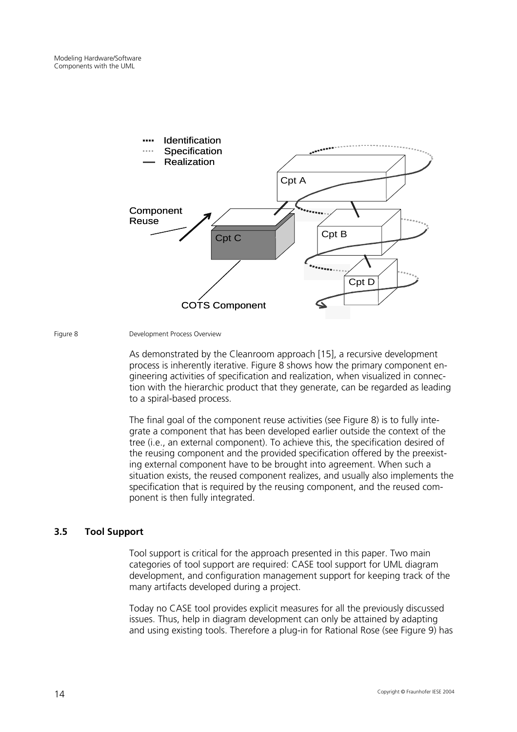Figure 8 Development Process Overview

As demonstrated by the Cleanroom approach [15], a recursive development process is inherently iterative. Figure 8 shows how the primary component engineering activities of specification and realization, when visualized in connection with the hierarchic product that they generate, can be regarded as leading to a spiral-based process.

The final goal of the component reuse activities (see Figure 8) is to fully integrate a component that has been developed earlier outside the context of the tree (i.e., an external component). To achieve this, the specification desired of the reusing component and the provided specification offered by the preexisting external component have to be brought into agreement. When such a situation exists, the reused component realizes, and usually also implements the specification that is required by the reusing component, and the reused component is then fully integrated.

## 3.5 Tool Support

Tool support is critical for the approach presented in this paper. Two main categories of tool support are required: CASE tool support for UML diagram development, and configuration management support for keeping track of the many artifacts developed during a project.

Today no CASE tool provides explicit measures for all the previously discussed issues. Thus, help in diagram development can only be attained by adapting and using existing tools. Therefore a plug-in for Rational Rose (see Figure 9) has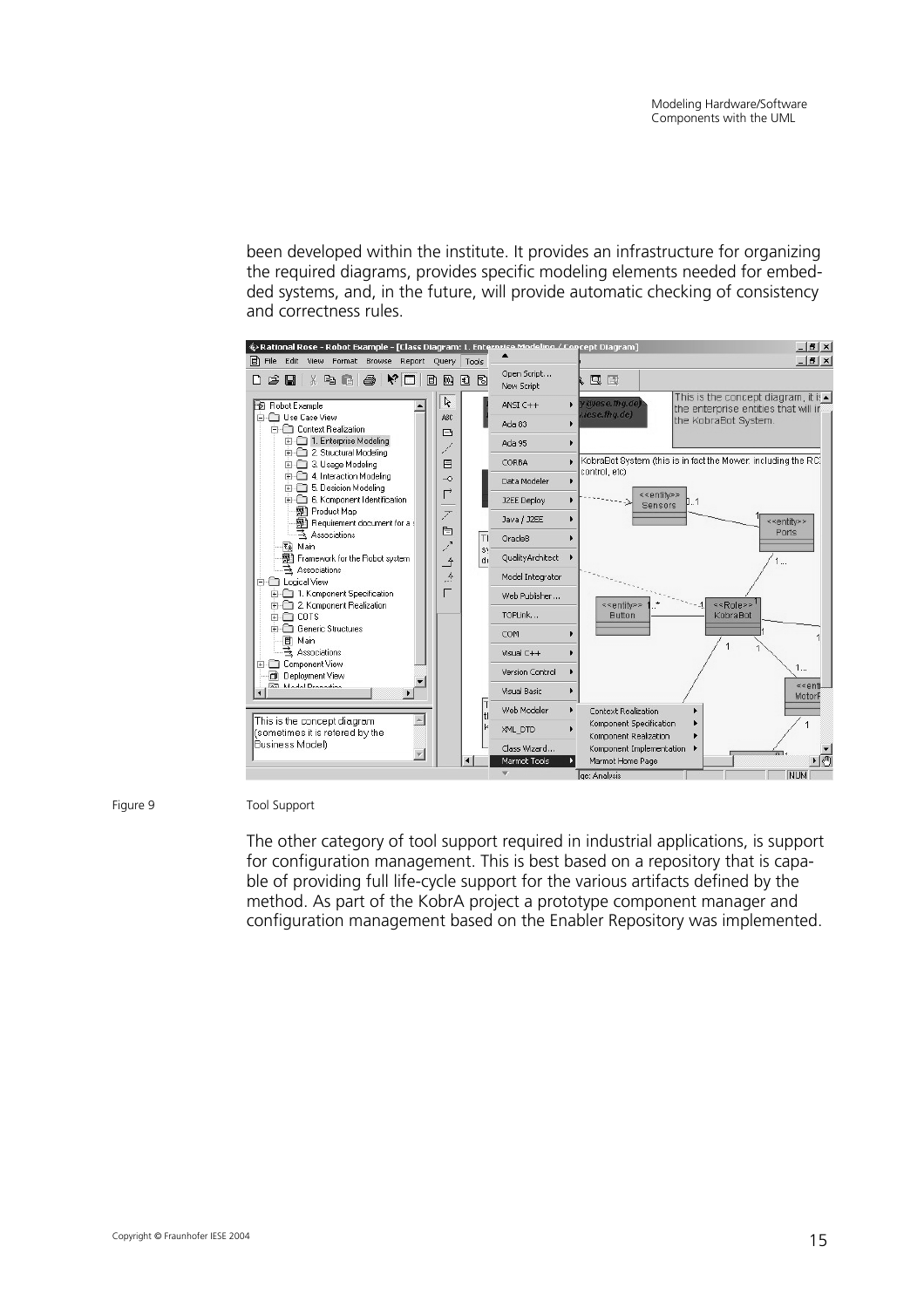been developed within the institute. It provides an infrastructure for organizing the required diagrams, provides specific modeling elements needed for embedded systems, and, in the future, will provide automatic checking of consistency and correctness rules.

Figure 9 Tool Support

The other category of tool support required in industrial applications, is support for configuration management. This is best based on a repository that is capable of providing full life-cycle support for the various artifacts defined by the method. As part of the KobrA project a prototype component manager and configuration management based on the Enabler Repository was implemented.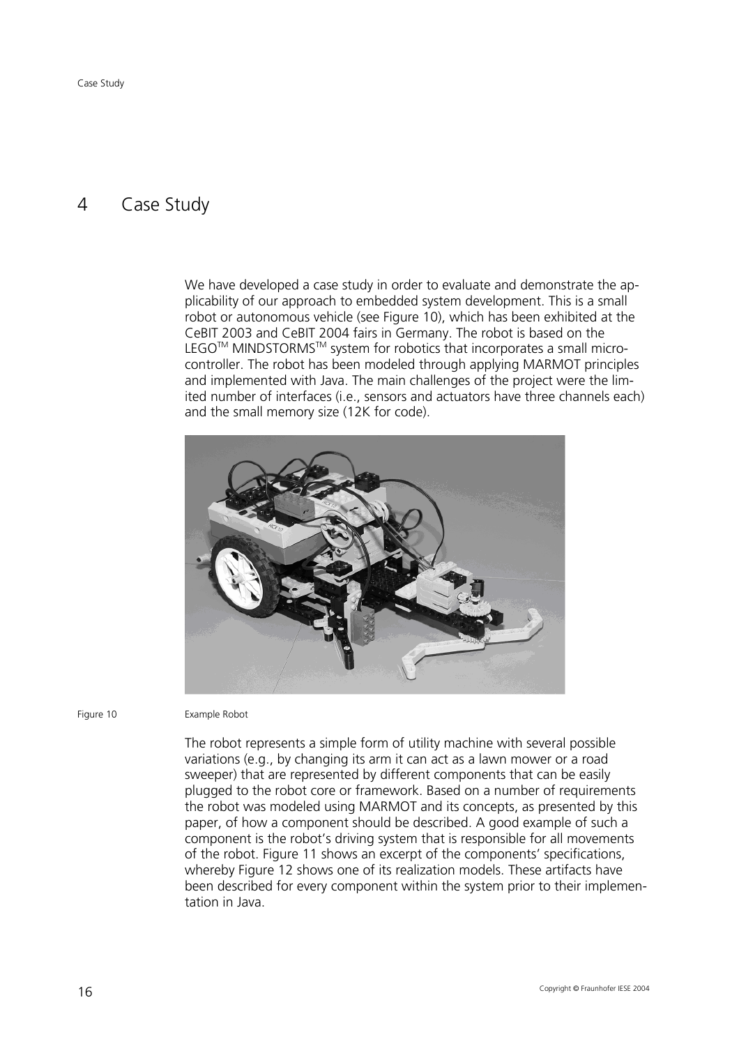# 4 Case Study

We have developed a case study in order to evaluate and demonstrate the applicability of our approach to embedded system development. This is a small robot or autonomous vehicle (see Figure 10), which has been exhibited at the CeBIT 2003 and CeBIT 2004 fairs in Germany. The robot is based on the LEGO™ MINDSTORMS™ system for robotics that incorporates a small microcontroller. The robot has been modeled through applying MARMOT principles and implemented with Java. The main challenges of the project were the limited number of interfaces (i.e., sensors and actuators have three channels each) and the small memory size (12K for code).

Figure 10 Example Robot

The robot represents a simple form of utility machine with several possible variations (e.g., by changing its arm it can act as a lawn mower or a road sweeper) that are represented by different components that can be easily plugged to the robot core or framework. Based on a number of requirements the robot was modeled using MARMOT and its concepts, as presented by this paper, of how a component should be described. A good example of such a component is the robot's driving system that is responsible for all movements of the robot. Figure 11 shows an excerpt of the components' specifications, whereby Figure 12 shows one of its realization models. These artifacts have been described for every component within the system prior to their implementation in Java.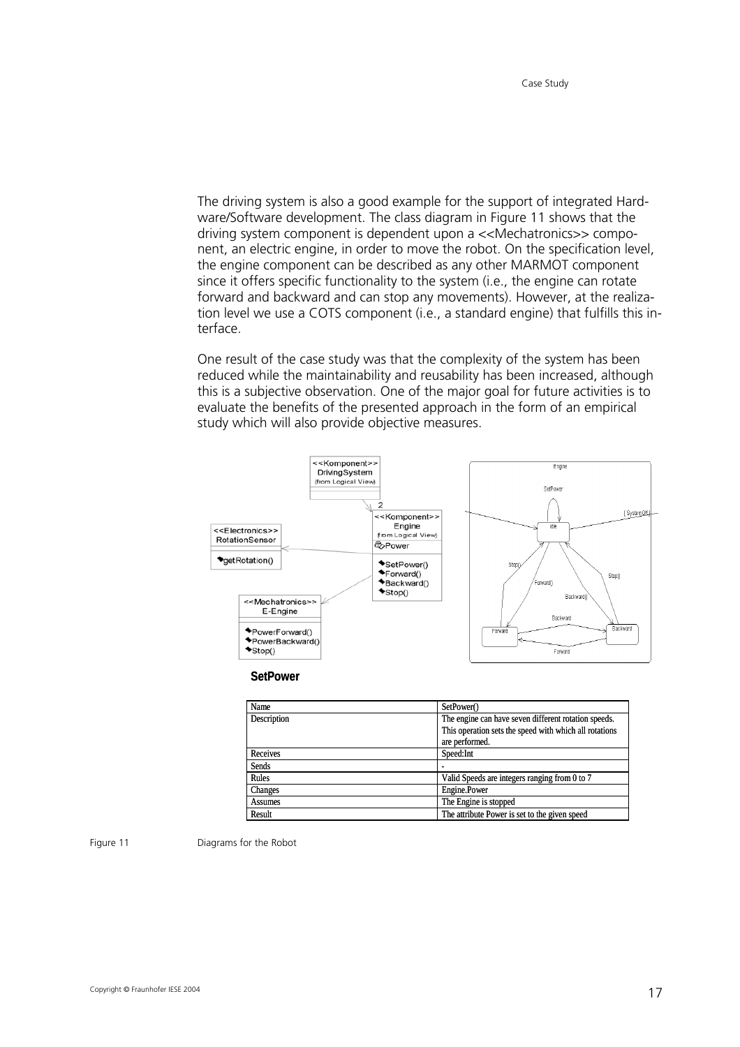The driving system is also a good example for the support of integrated Hardware/Software development. The class diagram in Figure 11 shows that the driving system component is dependent upon a <<Mechatronics>> component, an electric engine, in order to move the robot. On the specification level, the engine component can be described as any other MARMOT component since it offers specific functionality to the system (i.e., the engine can rotate forward and backward and can stop any movements). However, at the realization level we use a COTS component (i.e., a standard engine) that fulfills this interface.

One result of the case study was that the complexity of the system has been reduced while the maintainability and reusability has been increased, although this is a subjective observation. One of the major goal for future activities is to evaluate the benefits of the presented approach in the form of an empirical study which will also provide objective measures.

**SetPower**

| Name | SetPower() |
| --- | --- |
| Description | The engine can have seven different rotation speeds. This operation sets the speed with which all rotations are performed. |
| Receives | Speed:Int |
| Sends | - |
| Rules | Valid Speeds are integers ranging from 0 to 7 |
| Changes | Engine.Power |
| Assumes | The Engine is stopped |
| Result | The attribute Power is set to the given speed |

Figure 11 Diagrams for the Robot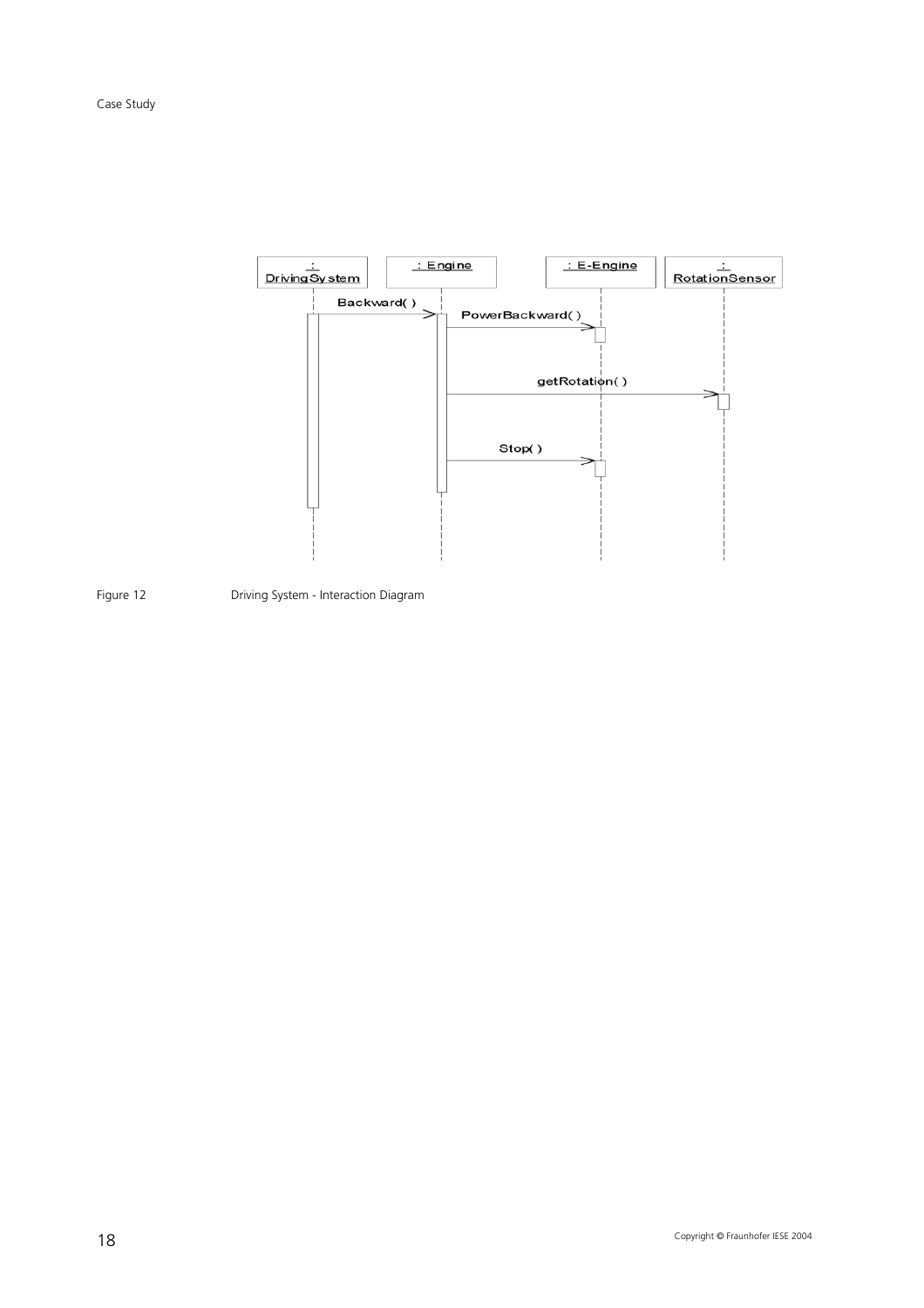Figure 12 Driving System - Interaction Diagram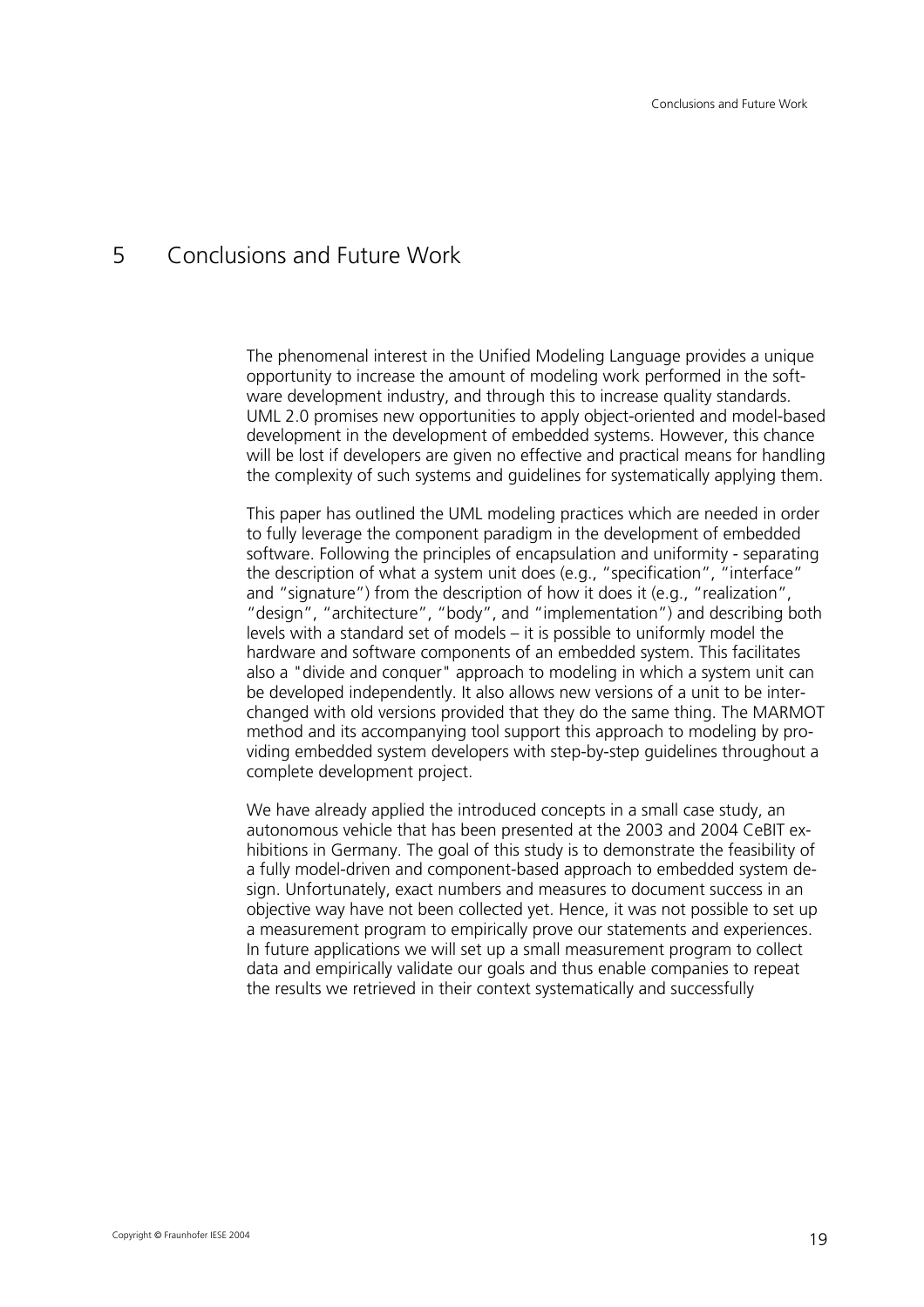# 5 Conclusions and Future Work

The phenomenal interest in the Unified Modeling Language provides a unique opportunity to increase the amount of modeling work performed in the software development industry, and through this to increase quality standards. UML 2.0 promises new opportunities to apply object-oriented and model-based development in the development of embedded systems. However, this chance will be lost if developers are given no effective and practical means for handling the complexity of such systems and guidelines for systematically applying them.

This paper has outlined the UML modeling practices which are needed in order to fully leverage the component paradigm in the development of embedded software. Following the principles of encapsulation and uniformity - separating the description of what a system unit does (e.g., "specification", "interface" and "signature") from the description of how it does it (e.g., "realization", "design", "architecture", "body", and "implementation") and describing both levels with a standard set of models – it is possible to uniformly model the hardware and software components of an embedded system. This facilitates also a "divide and conquer" approach to modeling in which a system unit can be developed independently. It also allows new versions of a unit to be interchanged with old versions provided that they do the same thing. The MARMOT method and its accompanying tool support this approach to modeling by providing embedded system developers with step-by-step guidelines throughout a complete development project.

We have already applied the introduced concepts in a small case study, an autonomous vehicle that has been presented at the 2003 and 2004 CeBIT exhibitions in Germany. The goal of this study is to demonstrate the feasibility of a fully model-driven and component-based approach to embedded system design. Unfortunately, exact numbers and measures to document success in an objective way have not been collected yet. Hence, it was not possible to set up a measurement program to empirically prove our statements and experiences. In future applications we will set up a small measurement program to collect data and empirically validate our goals and thus enable companies to repeat the results we retrieved in their context systematically and successfully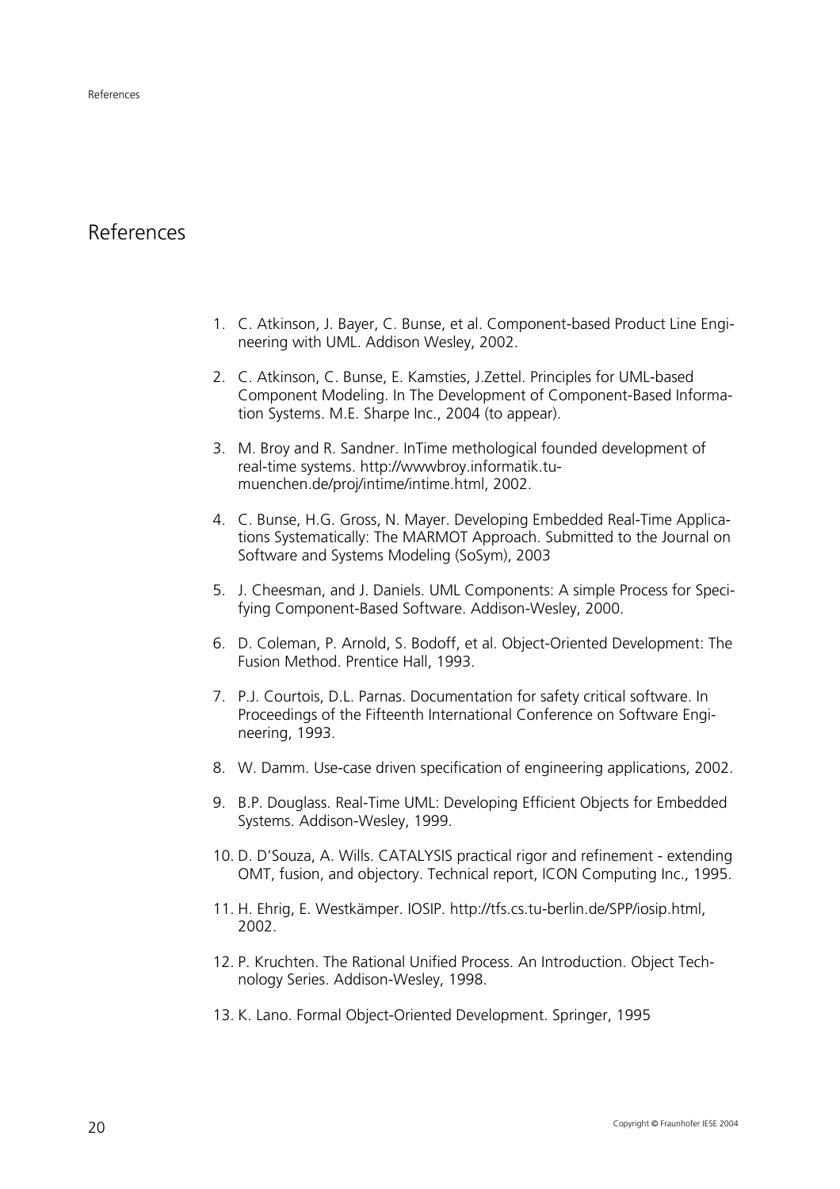# References

1. C. Atkinson, J. Bayer, C. Bunse, et al. Component-based Product Line Engineering with UML. Addison Wesley, 2002.

2. C. Atkinson, C. Bunse, E. Kamsties, J.Zettel. Principles for UML-based Component Modeling. In The Development of Component-Based Information Systems. M.E. Sharpe Inc., 2004 (to appear).

3. M. Broy and R. Sandner. InTime methological founded development of real-time systems. http://wwwbroy.informatik.tu-muenchen.de/proj/intime/intime.html, 2002.

4. C. Bunse, H.G. Gross, N. Mayer. Developing Embedded Real-Time Applications Systematically: The MARMOT Approach. Submitted to the Journal on Software and Systems Modeling (SoSym), 2003

5. J. Cheesman, and J. Daniels. UML Components: A simple Process for Specifying Component-Based Software. Addison-Wesley, 2000.

6. D. Coleman, P. Arnold, S. Bodoff, et al. Object-Oriented Development: The Fusion Method. Prentice Hall, 1993.

7. P.J. Courtois, D.L. Parnas. Documentation for safety critical software. In Proceedings of the Fifteenth International Conference on Software Engineering, 1993.

8. W. Damm. Use-case driven specification of engineering applications, 2002.

9. B.P. Douglass. Real-Time UML: Developing Efficient Objects for Embedded Systems. Addison-Wesley, 1999.

10. D. D'Souza, A. Wills. CATALYSIS practical rigor and refinement - extending OMT, fusion, and objectory. Technical report, ICON Computing Inc., 1995.

11. H. Ehrig, E. Westkämper. IOSIP. http://tfs.cs.tu-berlin.de/SPP/iosip.html, 2002.

12. P. Kruchten. The Rational Unified Process. An Introduction. Object Technology Series. Addison-Wesley, 1998.

13. K. Lano. Formal Object-Oriented Development. Springer, 1995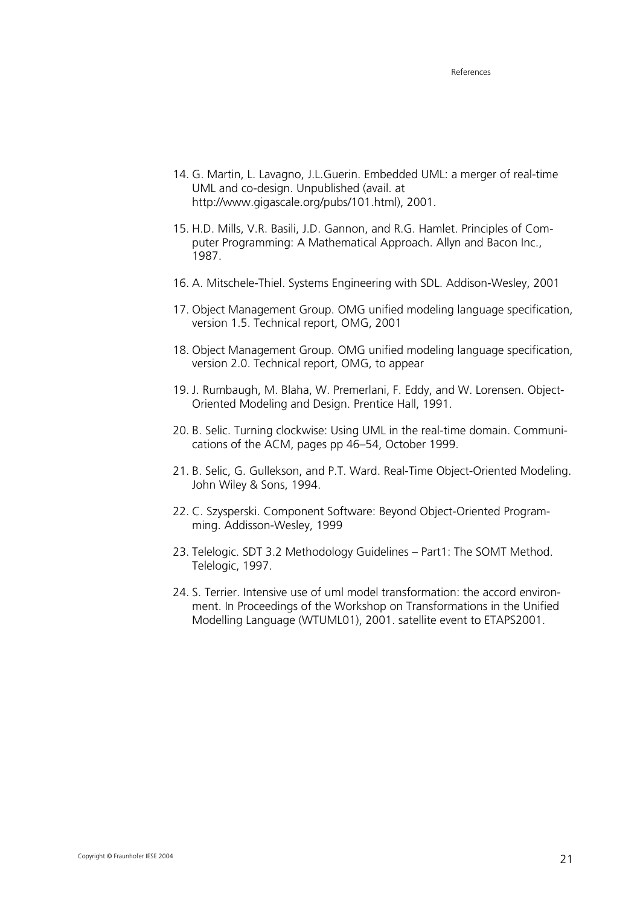14. G. Martin, L. Lavagno, J.L.Guerin. Embedded UML: a merger of real-time UML and co-design. Unpublished (avail. at http://www.gigascale.org/pubs/101.html), 2001.

15. H.D. Mills, V.R. Basili, J.D. Gannon, and R.G. Hamlet. Principles of Computer Programming: A Mathematical Approach. Allyn and Bacon Inc., 1987.

16. A. Mitschele-Thiel. Systems Engineering with SDL. Addison-Wesley, 2001

17. Object Management Group. OMG unified modeling language specification, version 1.5. Technical report, OMG, 2001

18. Object Management Group. OMG unified modeling language specification, version 2.0. Technical report, OMG, to appear

19. J. Rumbaugh, M. Blaha, W. Premerlani, F. Eddy, and W. Lorensen. Object-Oriented Modeling and Design. Prentice Hall, 1991.

20. B. Selic. Turning clockwise: Using UML in the real-time domain. Communications of the ACM, pages pp 46–54, October 1999.

21. B. Selic, G. Gullekson, and P.T. Ward. Real-Time Object-Oriented Modeling. John Wiley & Sons, 1994.

22. C. Szysperski. Component Software: Beyond Object-Oriented Programming. Addisson-Wesley, 1999

23. Telelogic. SDT 3.2 Methodology Guidelines – Part1: The SOMT Method. Telelogic, 1997.

24. S. Terrier. Intensive use of uml model transformation: the accord environment. In Proceedings of the Workshop on Transformations in the Unified Modelling Language (WTUML01), 2001. satellite event to ETAPS2001.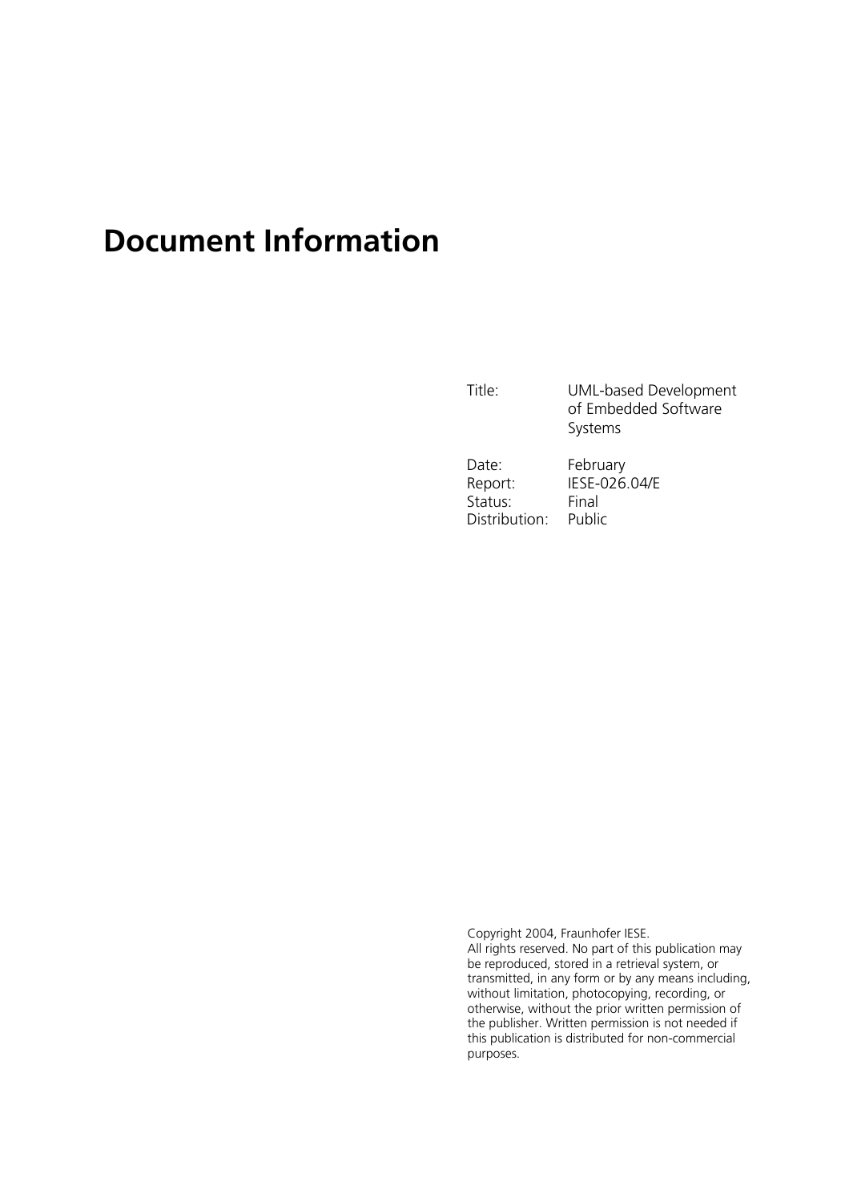# Document Information

| | |
|---|---|
| Title: | UML-based Development of Embedded Software Systems |
| Date: | February |
| Report: | IESE-026.04/E |
| Status: | Final |
| Distribution: | Public |

Copyright 2004, Fraunhofer IESE.
All rights reserved. No part of this publication may be reproduced, stored in a retrieval system, or transmitted, in any form or by any means including, without limitation, photocopying, recording, or otherwise, without the prior written permission of the publisher. Written permission is not needed if this publication is distributed for non-commercial purposes.